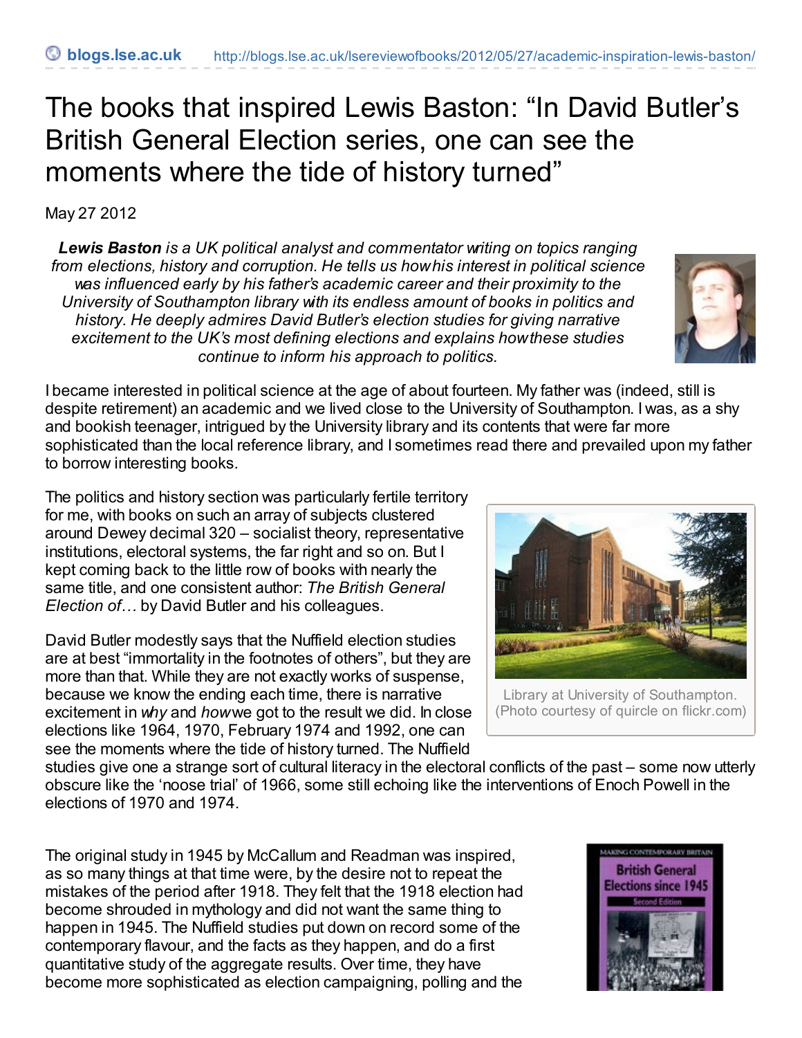# The books that inspired Lewis Baston: "In David Butler's British General Election series, one can see the moments where the tide of history turned"

May 27 2012

***Lewis Baston** is a UK political analyst and commentator writing on topics ranging from elections, history and corruption. He tells us how his interest in political science was influenced early by his father's academic career and their proximity to the University of Southampton library with its endless amount of books in politics and history. He deeply admires David Butler's election studies for giving narrative excitement to the UK's most defining elections and explains how these studies continue to inform his approach to politics.*

I became interested in political science at the age of about fourteen. My father was (indeed, still is despite retirement) an academic and we lived close to the University of Southampton. I was, as a shy and bookish teenager, intrigued by the University library and its contents that were far more sophisticated than the local reference library, and I sometimes read there and prevailed upon my father to borrow interesting books.

The politics and history section was particularly fertile territory for me, with books on such an array of subjects clustered around Dewey decimal 320 – socialist theory, representative institutions, electoral systems, the far right and so on. But I kept coming back to the little row of books with nearly the same title, and one consistent author: *The British General Election of…* by David Butler and his colleagues.

Library at University of Southampton. (Photo courtesy of quircle on flickr.com)

David Butler modestly says that the Nuffield election studies are at best "immortality in the footnotes of others", but they are more than that. While they are not exactly works of suspense, because we know the ending each time, there is narrative excitement in *why* and *how* we got to the result we did. In close elections like 1964, 1970, February 1974 and 1992, one can see the moments where the tide of history turned. The Nuffield studies give one a strange sort of cultural literacy in the electoral conflicts of the past – some now utterly obscure like the 'noose trial' of 1966, some still echoing like the interventions of Enoch Powell in the elections of 1970 and 1974.

The original study in 1945 by McCallum and Readman was inspired, as so many things at that time were, by the desire not to repeat the mistakes of the period after 1918. They felt that the 1918 election had become shrouded in mythology and did not want the same thing to happen in 1945. The Nuffield studies put down on record some of the contemporary flavour, and the facts as they happen, and do a first quantitative study of the aggregate results. Over time, they have become more sophisticated as election campaigning, polling and the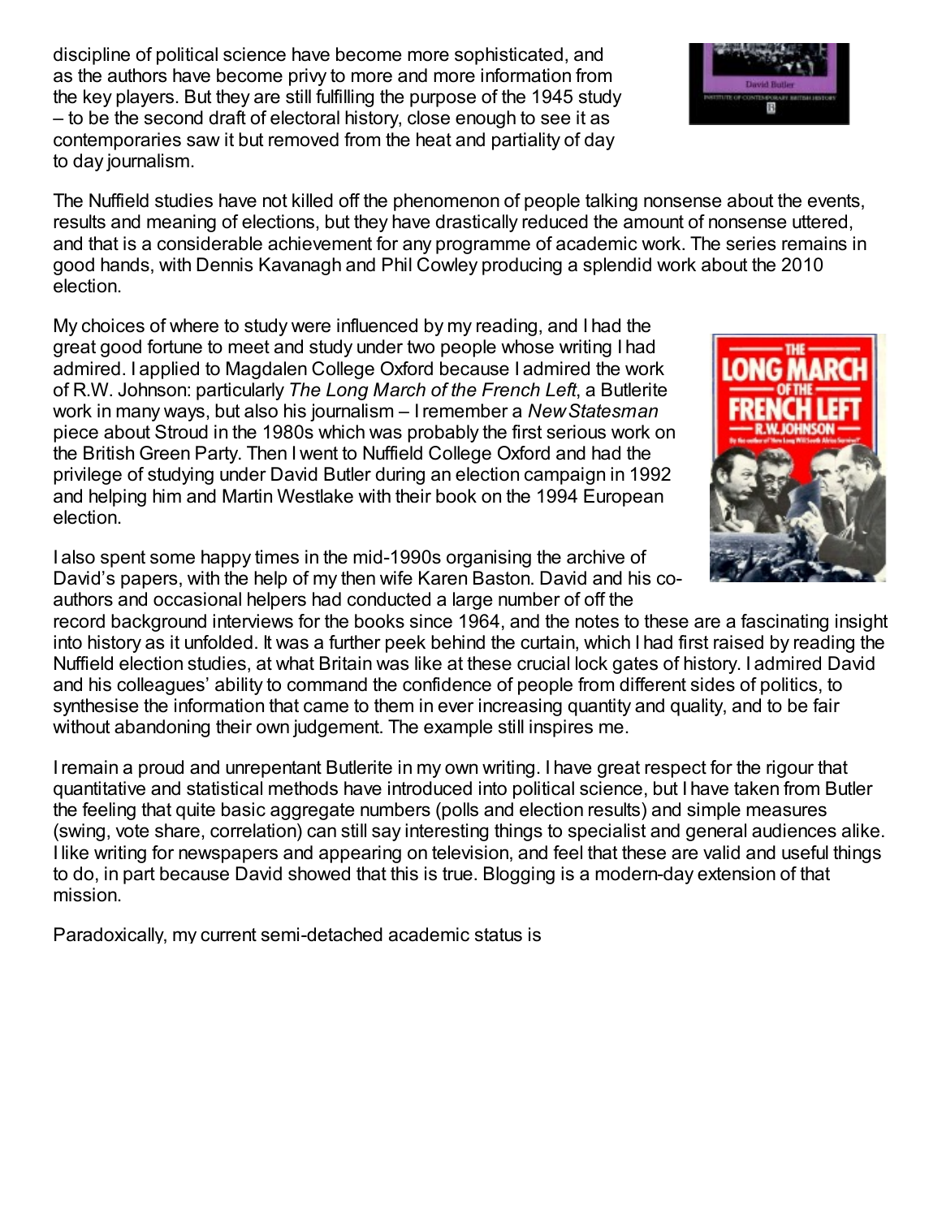discipline of political science have become more sophisticated, and as the authors have become privy to more and more information from the key players. But they are still fulfilling the purpose of the 1945 study – to be the second draft of electoral history, close enough to see it as contemporaries saw it but removed from the heat and partiality of day to day journalism.

The Nuffield studies have not killed off the phenomenon of people talking nonsense about the events, results and meaning of elections, but they have drastically reduced the amount of nonsense uttered, and that is a considerable achievement for any programme of academic work. The series remains in good hands, with Dennis Kavanagh and Phil Cowley producing a splendid work about the 2010 election.

My choices of where to study were influenced by my reading, and I had the great good fortune to meet and study under two people whose writing I had admired. I applied to Magdalen College Oxford because I admired the work of R.W. Johnson: particularly *The Long March of the French Left*, a Butlerite work in many ways, but also his journalism – I remember a *New Statesman* piece about Stroud in the 1980s which was probably the first serious work on the British Green Party. Then I went to Nuffield College Oxford and had the privilege of studying under David Butler during an election campaign in 1992 and helping him and Martin Westlake with their book on the 1994 European election.

I also spent some happy times in the mid-1990s organising the archive of David's papers, with the help of my then wife Karen Baston. David and his co-authors and occasional helpers had conducted a large number of off the record background interviews for the books since 1964, and the notes to these are a fascinating insight into history as it unfolded. It was a further peek behind the curtain, which I had first raised by reading the Nuffield election studies, at what Britain was like at these crucial lock gates of history. I admired David and his colleagues' ability to command the confidence of people from different sides of politics, to synthesise the information that came to them in ever increasing quantity and quality, and to be fair without abandoning their own judgement. The example still inspires me.

I remain a proud and unrepentant Butlerite in my own writing. I have great respect for the rigour that quantitative and statistical methods have introduced into political science, but I have taken from Butler the feeling that quite basic aggregate numbers (polls and election results) and simple measures (swing, vote share, correlation) can still say interesting things to specialist and general audiences alike. I like writing for newspapers and appearing on television, and feel that these are valid and useful things to do, in part because David showed that this is true. Blogging is a modern-day extension of that mission.

Paradoxically, my current semi-detached academic status is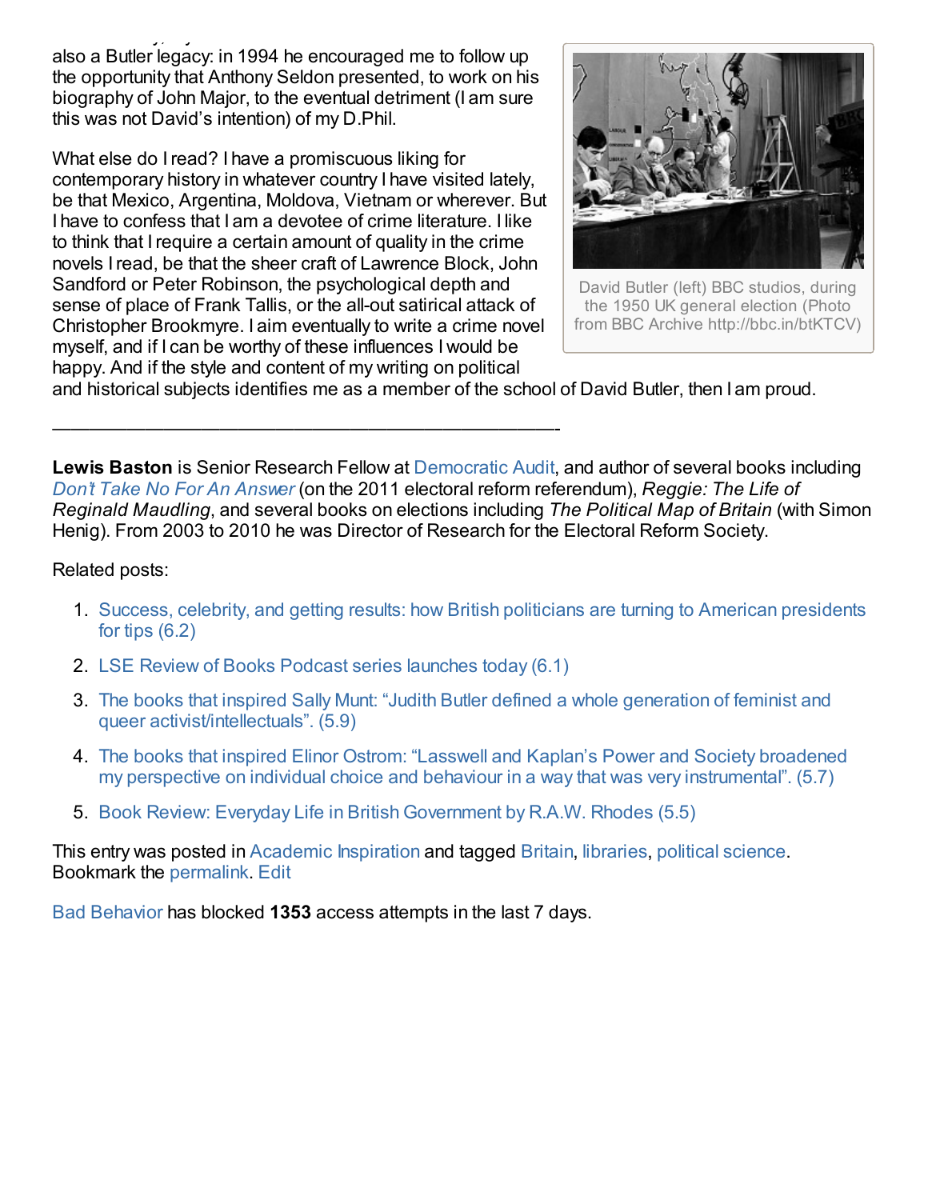also a Butler legacy: in 1994 he encouraged me to follow up the opportunity that Anthony Seldon presented, to work on his biography of John Major, to the eventual detriment (I am sure this was not David's intention) of my D.Phil.

What else do I read? I have a promiscuous liking for contemporary history in whatever country I have visited lately, be that Mexico, Argentina, Moldova, Vietnam or wherever. But I have to confess that I am a devotee of crime literature. I like to think that I require a certain amount of quality in the crime novels I read, be that the sheer craft of Lawrence Block, John Sandford or Peter Robinson, the psychological depth and sense of place of Frank Tallis, or the all-out satirical attack of Christopher Brookmyre. I aim eventually to write a crime novel myself, and if I can be worthy of these influences I would be happy. And if the style and content of my writing on political and historical subjects identifies me as a member of the school of David Butler, then I am proud.

David Butler (left) BBC studios, during the 1950 UK general election (Photo from BBC Archive http://bbc.in/btKTCV)

---

**Lewis Baston** is Senior Research Fellow at Democratic Audit, and author of several books including *Don't Take No For An Answer* (on the 2011 electoral reform referendum), *Reggie: The Life of Reginald Maudling*, and several books on elections including *The Political Map of Britain* (with Simon Henig). From 2003 to 2010 he was Director of Research for the Electoral Reform Society.

Related posts:

1. Success, celebrity, and getting results: how British politicians are turning to American presidents for tips (6.2)
2. LSE Review of Books Podcast series launches today (6.1)
3. The books that inspired Sally Munt: "Judith Butler defined a whole generation of feminist and queer activist/intellectuals". (5.9)
4. The books that inspired Elinor Ostrom: "Lasswell and Kaplan's Power and Society broadened my perspective on individual choice and behaviour in a way that was very instrumental". (5.7)
5. Book Review: Everyday Life in British Government by R.A.W. Rhodes (5.5)

This entry was posted in Academic Inspiration and tagged Britain, libraries, political science. Bookmark the permalink. Edit

Bad Behavior has blocked **1353** access attempts in the last 7 days.